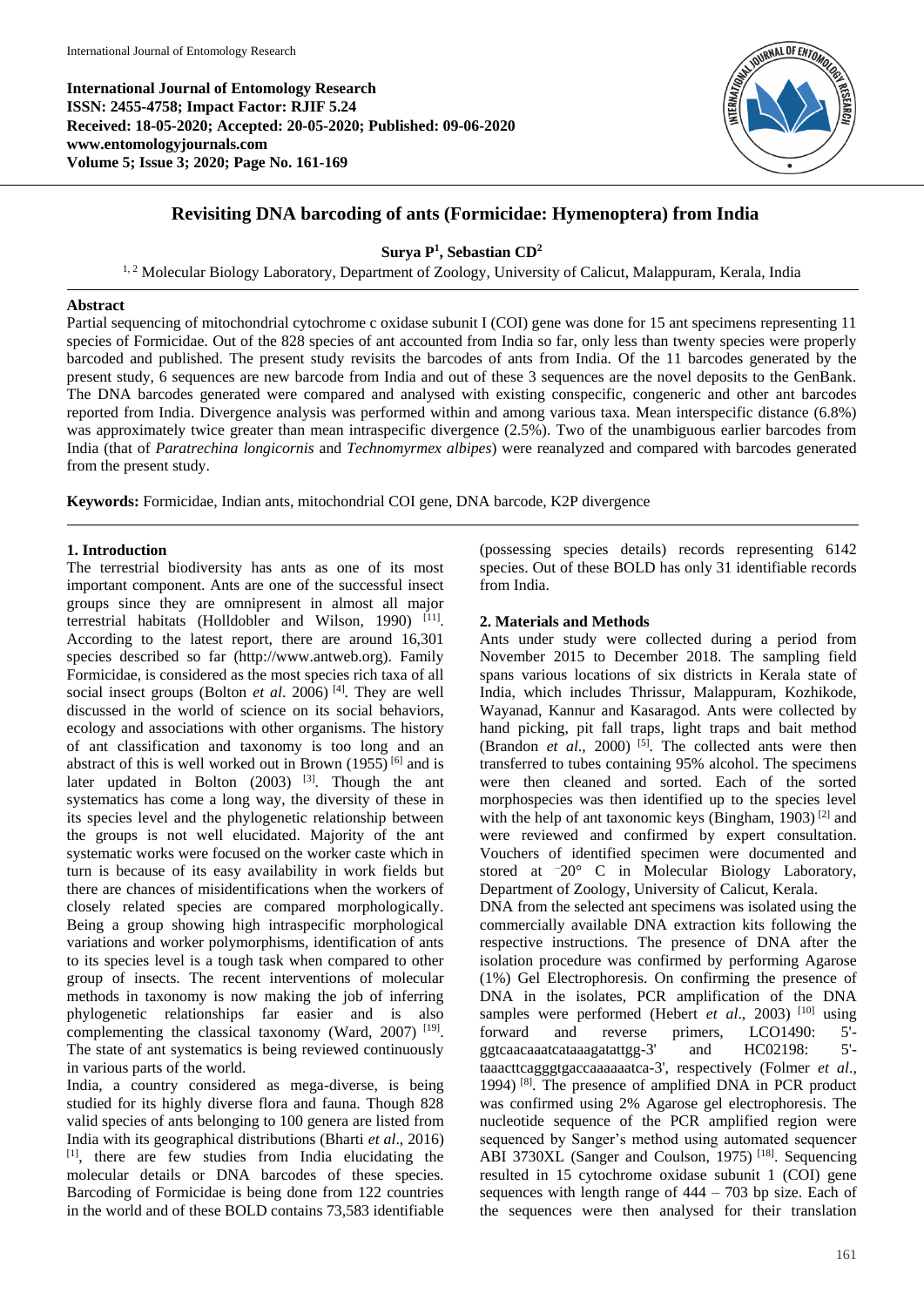**International Journal of Entomology Research**
**ISSN: 2455-4758; Impact Factor: RJIF 5.24**
**Received: 18-05-2020; Accepted: 20-05-2020; Published: 09-06-2020**
**www.entomologyjournals.com**
**Volume 5; Issue 3; 2020; Page No. 161-169**

# Revisiting DNA barcoding of ants (Formicidae: Hymenoptera) from India

**Surya P[1], Sebastian CD[2]**

[1, 2] Molecular Biology Laboratory, Department of Zoology, University of Calicut, Malappuram, Kerala, India

## Abstract

Partial sequencing of mitochondrial cytochrome c oxidase subunit I (COI) gene was done for 15 ant specimens representing 11 species of Formicidae. Out of the 828 species of ant accounted from India so far, only less than twenty species were properly barcoded and published. The present study revisits the barcodes of ants from India. Of the 11 barcodes generated by the present study, 6 sequences are new barcode from India and out of these 3 sequences are the novel deposits to the GenBank. The DNA barcodes generated were compared and analysed with existing conspecific, congeneric and other ant barcodes reported from India. Divergence analysis was performed within and among various taxa. Mean interspecific distance (6.8%) was approximately twice greater than mean intraspecific divergence (2.5%). Two of the unambiguous earlier barcodes from India (that of *Paratrechina longicornis* and *Technomyrmex albipes*) were reanalyzed and compared with barcodes generated from the present study.

**Keywords:** Formicidae, Indian ants, mitochondrial COI gene, DNA barcode, K2P divergence

## 1. Introduction

The terrestrial biodiversity has ants as one of its most important component. Ants are one of the successful insect groups since they are omnipresent in almost all major terrestrial habitats (Holldobler and Wilson, 1990) [11]. According to the latest report, there are around 16,301 species described so far (http://www.antweb.org). Family Formicidae, is considered as the most species rich taxa of all social insect groups (Bolton *et al*. 2006) [4]. They are well discussed in the world of science on its social behaviors, ecology and associations with other organisms. The history of ant classification and taxonomy is too long and an abstract of this is well worked out in Brown (1955) [6] and is later updated in Bolton (2003) [3]. Though the ant systematics has come a long way, the diversity of these in its species level and the phylogenetic relationship between the groups is not well elucidated. Majority of the ant systematic works were focused on the worker caste which in turn is because of its easy availability in work fields but there are chances of misidentifications when the workers of closely related species are compared morphologically. Being a group showing high intraspecific morphological variations and worker polymorphisms, identification of ants to its species level is a tough task when compared to other group of insects. The recent interventions of molecular methods in taxonomy is now making the job of inferring phylogenetic relationships far easier and is also complementing the classical taxonomy (Ward, 2007) [19]. The state of ant systematics is being reviewed continuously in various parts of the world.

India, a country considered as mega-diverse, is being studied for its highly diverse flora and fauna. Though 828 valid species of ants belonging to 100 genera are listed from India with its geographical distributions (Bharti *et al*., 2016) [1], there are few studies from India elucidating the molecular details or DNA barcodes of these species. Barcoding of Formicidae is being done from 122 countries in the world and of these BOLD contains 73,583 identifiable (possessing species details) records representing 6142 species. Out of these BOLD has only 31 identifiable records from India.

## 2. Materials and Methods

Ants under study were collected during a period from November 2015 to December 2018. The sampling field spans various locations of six districts in Kerala state of India, which includes Thrissur, Malappuram, Kozhikode, Wayanad, Kannur and Kasaragod. Ants were collected by hand picking, pit fall traps, light traps and bait method (Brandon *et al*., 2000) [5]. The collected ants were then transferred to tubes containing 95% alcohol. The specimens were then cleaned and sorted. Each of the sorted morphospecies was then identified up to the species level with the help of ant taxonomic keys (Bingham, 1903) [2] and were reviewed and confirmed by expert consultation. Vouchers of identified specimen were documented and stored at −20° C in Molecular Biology Laboratory, Department of Zoology, University of Calicut, Kerala.

DNA from the selected ant specimens was isolated using the commercially available DNA extraction kits following the respective instructions. The presence of DNA after the isolation procedure was confirmed by performing Agarose (1%) Gel Electrophoresis. On confirming the presence of DNA in the isolates, PCR amplification of the DNA samples were performed (Hebert *et al*., 2003) [10] using forward and reverse primers, LCO1490: 5'-ggtcaacaaatcataaagatattgg-3' and HC02198: 5'-taaacttcagggtgaccaaaaaatca-3', respectively (Folmer *et al*., 1994) [8]. The presence of amplified DNA in PCR product was confirmed using 2% Agarose gel electrophoresis. The nucleotide sequence of the PCR amplified region were sequenced by Sanger's method using automated sequencer ABI 3730XL (Sanger and Coulson, 1975) [18]. Sequencing resulted in 15 cytochrome oxidase subunit 1 (COI) gene sequences with length range of 444 – 703 bp size. Each of the sequences were then analysed for their translation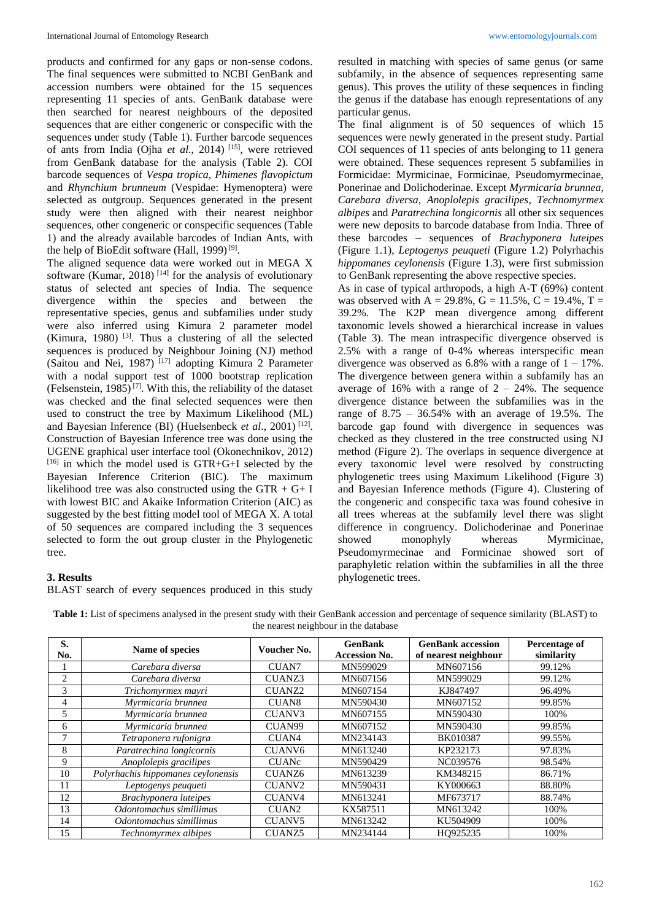products and confirmed for any gaps or non-sense codons. The final sequences were submitted to NCBI GenBank and accession numbers were obtained for the 15 sequences representing 11 species of ants. GenBank database were then searched for nearest neighbours of the deposited sequences that are either congeneric or conspecific with the sequences under study (Table 1). Further barcode sequences of ants from India (Ojha *et al*., 2014) [15], were retrieved from GenBank database for the analysis (Table 2). COI barcode sequences of *Vespa tropica*, *Phimenes flavopictum* and *Rhynchium brunneum* (Vespidae: Hymenoptera) were selected as outgroup. Sequences generated in the present study were then aligned with their nearest neighbor sequences, other congeneric or conspecific sequences (Table 1) and the already available barcodes of Indian Ants, with the help of BioEdit software (Hall, 1999) [9].

The aligned sequence data were worked out in MEGA X software (Kumar, 2018) [14] for the analysis of evolutionary status of selected ant species of India. The sequence divergence within the species and between the representative species, genus and subfamilies under study were also inferred using Kimura 2 parameter model (Kimura, 1980) [3]. Thus a clustering of all the selected sequences is produced by Neighbour Joining (NJ) method (Saitou and Nei, 1987) [17] adopting Kimura 2 Parameter with a nodal support test of 1000 bootstrap replication (Felsenstein, 1985) [7]. With this, the reliability of the dataset was checked and the final selected sequences were then used to construct the tree by Maximum Likelihood (ML) and Bayesian Inference (BI) (Huelsenbeck *et al*., 2001) [12]. Construction of Bayesian Inference tree was done using the UGENE graphical user interface tool (Okonechnikov, 2012) [16] in which the model used is GTR+G+I selected by the Bayesian Inference Criterion (BIC). The maximum likelihood tree was also constructed using the GTR + G+ I with lowest BIC and Akaike Information Criterion (AIC) as suggested by the best fitting model tool of MEGA X. A total of 50 sequences are compared including the 3 sequences selected to form the out group cluster in the Phylogenetic tree.

### 3. Results

BLAST search of every sequences produced in this study resulted in matching with species of same genus (or same subfamily, in the absence of sequences representing same genus). This proves the utility of these sequences in finding the genus if the database has enough representations of any particular genus.

The final alignment is of 50 sequences of which 15 sequences were newly generated in the present study. Partial COI sequences of 11 species of ants belonging to 11 genera were obtained. These sequences represent 5 subfamilies in Formicidae: Myrmicinae, Formicinae, Pseudomyrmecinae, Ponerinae and Dolichoderinae. Except *Myrmicaria brunnea, Carebara diversa*, *Anoplolepis gracilipes*, *Technomyrmex albipes* and *Paratrechina longicornis* all other six sequences were new deposits to barcode database from India. Three of these barcodes – sequences of *Brachyponera luteipes* (Figure 1.1), *Leptogenys peuqueti* (Figure 1.2) Polyrhachis *hippomanes ceylonensis* (Figure 1.3), were first submission to GenBank representing the above respective species.

As in case of typical arthropods, a high A-T (69%) content was observed with A = 29.8%, G = 11.5%, C = 19.4%, T = 39.2%. The K2P mean divergence among different taxonomic levels showed a hierarchical increase in values (Table 3). The mean intraspecific divergence observed is 2.5% with a range of 0-4% whereas interspecific mean divergence was observed as 6.8% with a range of 1 – 17%. The divergence between genera within a subfamily has an average of 16% with a range of 2 – 24%. The sequence divergence distance between the subfamilies was in the range of 8.75 – 36.54% with an average of 19.5%. The barcode gap found with divergence in sequences was checked as they clustered in the tree constructed using NJ method (Figure 2). The overlaps in sequence divergence at every taxonomic level were resolved by constructing phylogenetic trees using Maximum Likelihood (Figure 3) and Bayesian Inference methods (Figure 4). Clustering of the congeneric and conspecific taxa was found cohesive in all trees whereas at the subfamily level there was slight difference in congruency. Dolichoderinae and Ponerinae showed monophyly whereas Myrmicinae, Pseudomyrmecinae and Formicinae showed sort of paraphyletic relation within the subfamilies in all the three phylogenetic trees.

**Table 1:** List of specimens analysed in the present study with their GenBank accession and percentage of sequence similarity (BLAST) to the nearest neighbour in the database

| S. No. | Name of species | Voucher No. | GenBank Accession No. | GenBank accession of nearest neighbour | Percentage of similarity |
|---|---|---|---|---|---|
| 1 | *Carebara diversa* | CUAN7 | MN599029 | MN607156 | 99.12% |
| 2 | *Carebara diversa* | CUANZ3 | MN607156 | MN599029 | 99.12% |
| 3 | *Trichomyrmex mayri* | CUANZ2 | MN607154 | KJ847497 | 96.49% |
| 4 | *Myrmicaria brunnea* | CUAN8 | MN590430 | MN607152 | 99.85% |
| 5 | *Myrmicaria brunnea* | CUANV3 | MN607155 | MN590430 | 100% |
| 6 | *Myrmicaria brunnea* | CUAN99 | MN607152 | MN590430 | 99.85% |
| 7 | *Tetraponera rufonigra* | CUAN4 | MN234143 | BK010387 | 99.55% |
| 8 | *Paratrechina longicornis* | CUANV6 | MN613240 | KP232173 | 97.83% |
| 9 | *Anoplolepis gracilipes* | CUANc | MN590429 | NC039576 | 98.54% |
| 10 | *Polyrhachis hippomanes ceylonensis* | CUANZ6 | MN613239 | KM348215 | 86.71% |
| 11 | *Leptogenys peuqueti* | CUANV2 | MN590431 | KY000663 | 88.80% |
| 12 | *Brachyponera luteipes* | CUANV4 | MN613241 | MF673717 | 88.74% |
| 13 | *Odontomachus simillimus* | CUAN2 | KX587511 | MN613242 | 100% |
| 14 | *Odontomachus simillimus* | CUANV5 | MN613242 | KU504909 | 100% |
| 15 | *Technomyrmex albipes* | CUANZ5 | MN234144 | HQ925235 | 100% |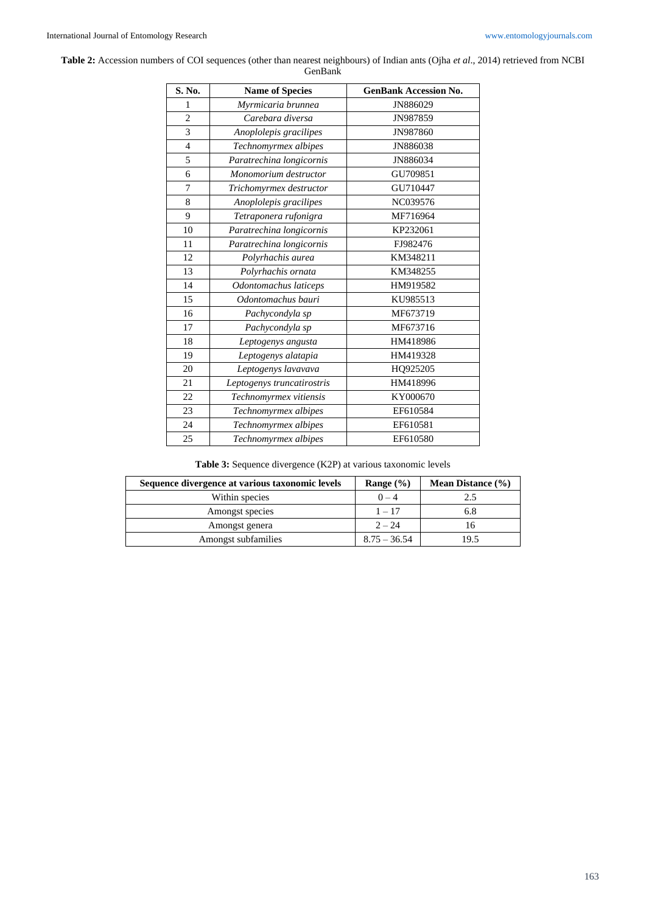**Table 2:** Accession numbers of COI sequences (other than nearest neighbours) of Indian ants (Ojha *et al*., 2014) retrieved from NCBI GenBank

| S. No. | Name of Species | GenBank Accession No. |
|---|---|---|
| 1 | *Myrmicaria brunnea* | JN886029 |
| 2 | *Carebara diversa* | JN987859 |
| 3 | *Anoplolepis gracilipes* | JN987860 |
| 4 | *Technomyrmex albipes* | JN886038 |
| 5 | *Paratrechina longicornis* | JN886034 |
| 6 | *Monomorium destructor* | GU709851 |
| 7 | *Trichomyrmex destructor* | GU710447 |
| 8 | *Anoplolepis gracilipes* | NC039576 |
| 9 | *Tetraponera rufonigra* | MF716964 |
| 10 | *Paratrechina longicornis* | KP232061 |
| 11 | *Paratrechina longicornis* | FJ982476 |
| 12 | *Polyrhachis aurea* | KM348211 |
| 13 | *Polyrhachis ornata* | KM348255 |
| 14 | *Odontomachus laticeps* | HM919582 |
| 15 | *Odontomachus bauri* | KU985513 |
| 16 | *Pachycondyla sp* | MF673719 |
| 17 | *Pachycondyla sp* | MF673716 |
| 18 | *Leptogenys angusta* | HM418986 |
| 19 | *Leptogenys alatapia* | HM419328 |
| 20 | *Leptogenys lavavava* | HQ925205 |
| 21 | *Leptogenys truncatirostris* | HM418996 |
| 22 | *Technomyrmex vitiensis* | KY000670 |
| 23 | *Technomyrmex albipes* | EF610584 |
| 24 | *Technomyrmex albipes* | EF610581 |
| 25 | *Technomyrmex albipes* | EF610580 |

**Table 3:** Sequence divergence (K2P) at various taxonomic levels

| Sequence divergence at various taxonomic levels | Range (%) | Mean Distance (%) |
|---|---|---|
| Within species | 0 – 4 | 2.5 |
| Amongst species | 1 – 17 | 6.8 |
| Amongst genera | 2 – 24 | 16 |
| Amongst subfamilies | 8.75 – 36.54 | 19.5 |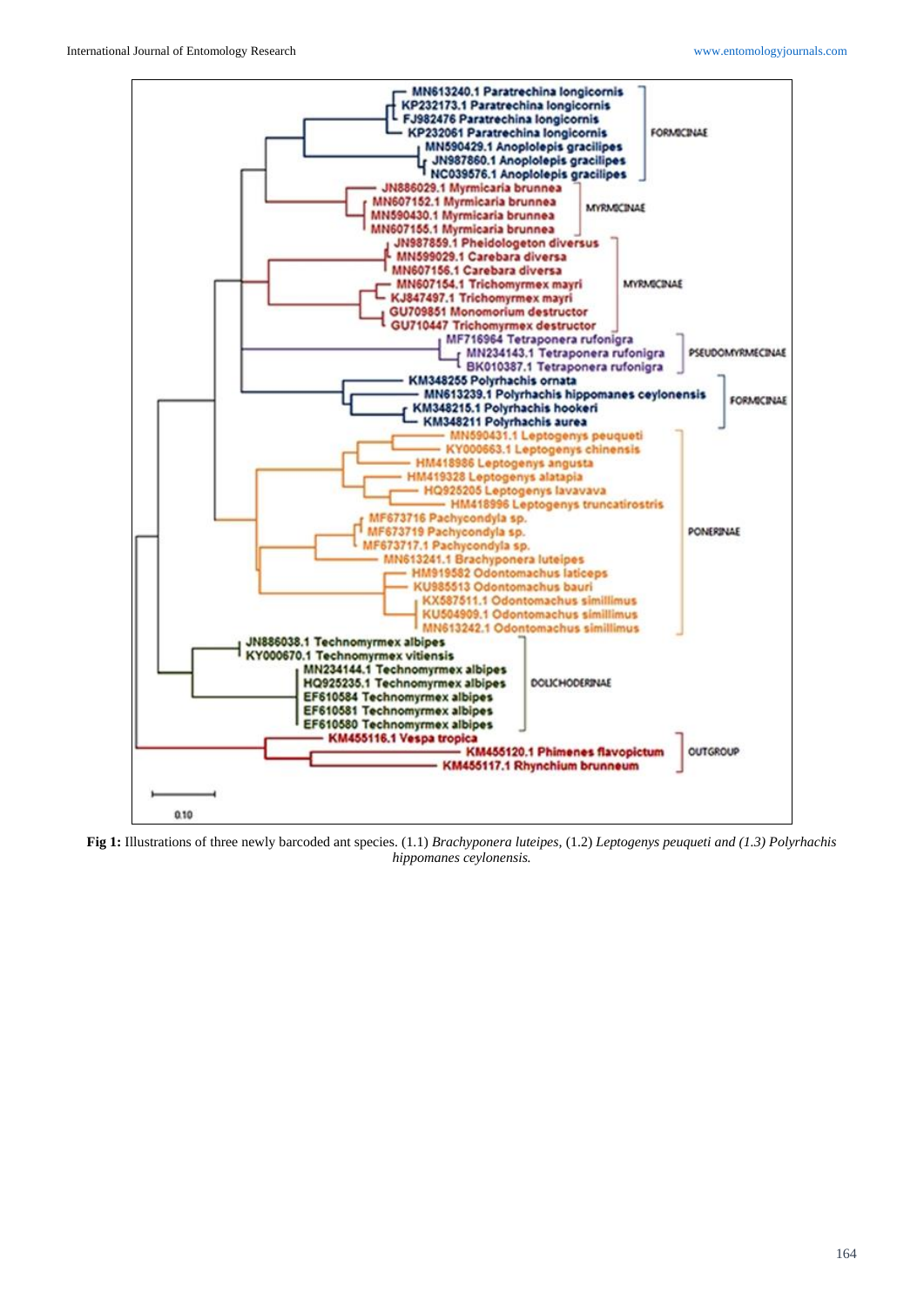**Fig 1:** Illustrations of three newly barcoded ant species. (1.1) *Brachyponera luteipes,* (1.2) *Leptogenys peuqueti and (1.3) Polyrhachis hippomanes ceylonensis.*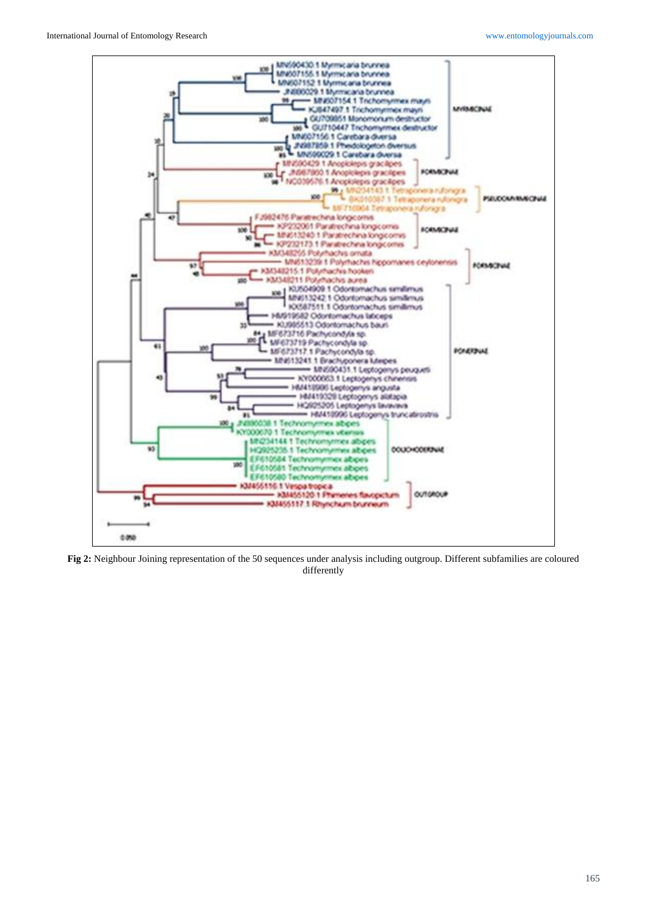**Fig 2:** Neighbour Joining representation of the 50 sequences under analysis including outgroup. Different subfamilies are coloured differently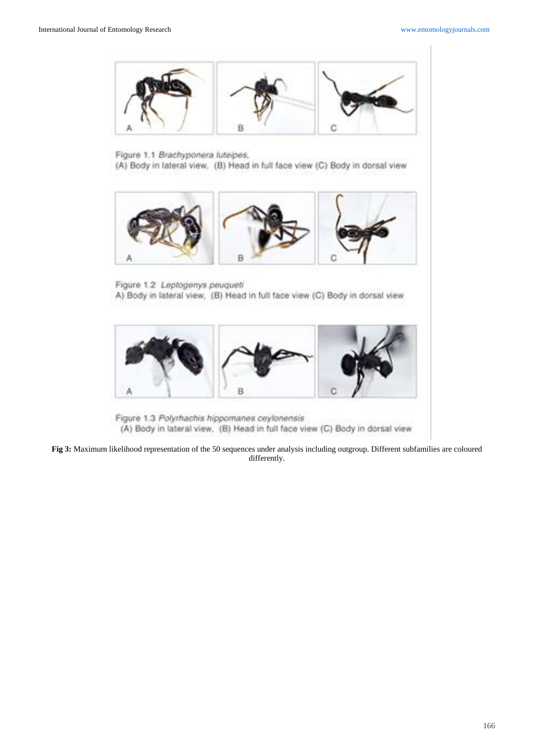Figure 1.1 *Brachyponera luteipes*,
(A) Body in lateral view, (B) Head in full face view (C) Body in dorsal view

Figure 1.2 *Leptogenys peuqueti*
A) Body in lateral view, (B) Head in full face view (C) Body in dorsal view

Figure 1.3 *Polyrhachis hippomanes ceylonensis*
(A) Body in lateral view, (B) Head in full face view (C) Body in dorsal view

**Fig 3:** Maximum likelihood representation of the 50 sequences under analysis including outgroup. Different subfamilies are coloured differently.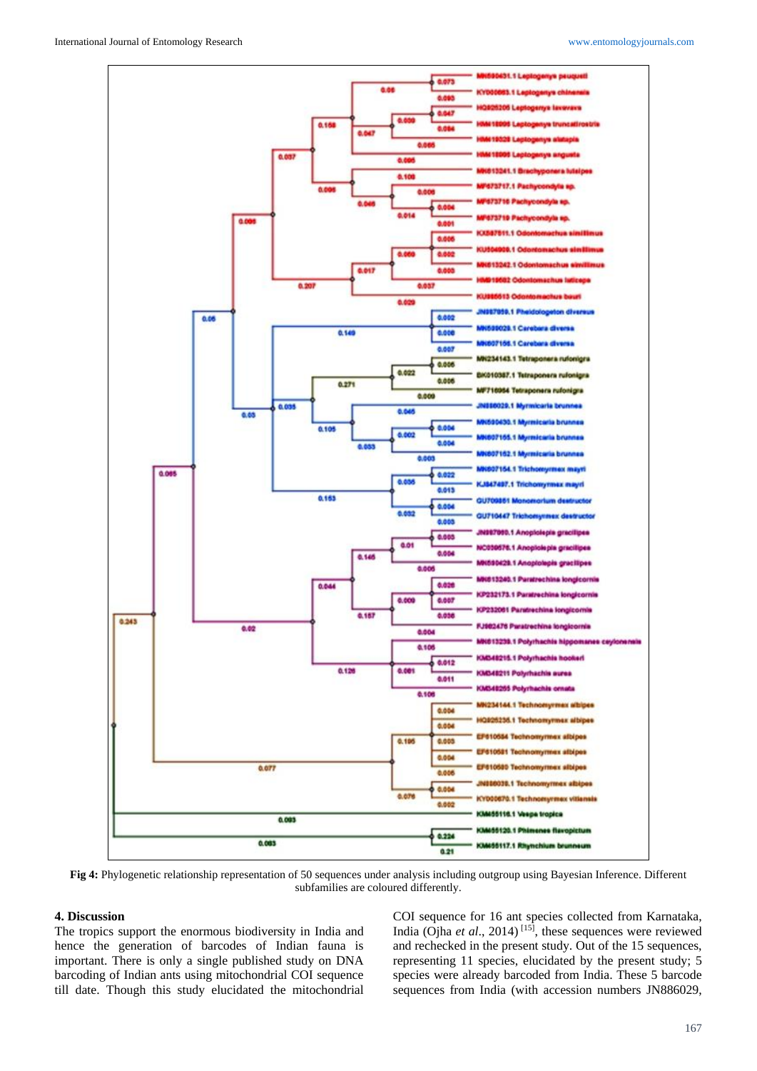**Fig 4:** Phylogenetic relationship representation of 50 sequences under analysis including outgroup using Bayesian Inference. Different subfamilies are coloured differently.

## 4. Discussion

The tropics support the enormous biodiversity in India and hence the generation of barcodes of Indian fauna is important. There is only a single published study on DNA barcoding of Indian ants using mitochondrial COI sequence till date. Though this study elucidated the mitochondrial COI sequence for 16 ant species collected from Karnataka, India (Ojha *et al*., 2014) [15], these sequences were reviewed and rechecked in the present study. Out of the 15 sequences, representing 11 species, elucidated by the present study; 5 species were already barcoded from India. These 5 barcode sequences from India (with accession numbers JN886029,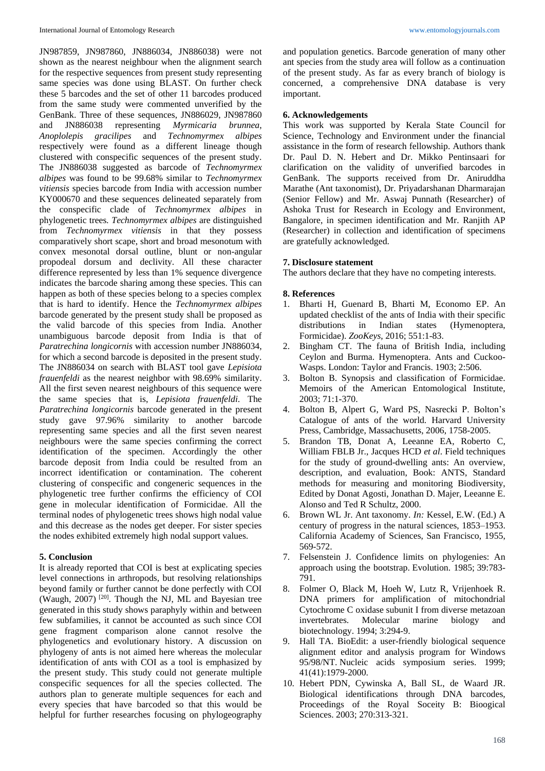JN987859, JN987860, JN886034, JN886038) were not shown as the nearest neighbour when the alignment search for the respective sequences from present study representing same species was done using BLAST. On further check these 5 barcodes and the set of other 11 barcodes produced from the same study were commented unverified by the GenBank. Three of these sequences, JN886029, JN987860 and JN886038 representing *Myrmicaria brunnea*, *Anoplolepis gracilipes* and *Technomyrmex albipes* respectively were found as a different lineage though clustered with conspecific sequences of the present study. The JN886038 suggested as barcode of *Technomyrmex albipes* was found to be 99.68% similar to *Technomyrmex vitiensis* species barcode from India with accession number KY000670 and these sequences delineated separately from the conspecific clade of *Technomyrmex albipes* in phylogenetic trees. *Technomyrmex albipes* are distinguished from *Technomyrmex vitiensis* in that they possess comparatively short scape, short and broad mesonotum with convex mesonotal dorsal outline, blunt or non-angular propodeal dorsum and declivity. All these character difference represented by less than 1% sequence divergence indicates the barcode sharing among these species. This can happen as both of these species belong to a species complex that is hard to identify. Hence the *Technomyrmex albipes* barcode generated by the present study shall be proposed as the valid barcode of this species from India. Another unambiguous barcode deposit from India is that of *Paratrechina longicornis* with accession number JN886034, for which a second barcode is deposited in the present study. The JN886034 on search with BLAST tool gave *Lepisiota frauenfeldi* as the nearest neighbor with 98.69% similarity. All the first seven nearest neighbours of this sequence were the same species that is, *Lepisiota frauenfeldi*. The *Paratrechina longicornis* barcode generated in the present study gave 97.96% similarity to another barcode representing same species and all the first seven nearest neighbours were the same species confirming the correct identification of the specimen. Accordingly the other barcode deposit from India could be resulted from an incorrect identification or contamination. The coherent clustering of conspecific and congeneric sequences in the phylogenetic tree further confirms the efficiency of COI gene in molecular identification of Formicidae. All the terminal nodes of phylogenetic trees shows high nodal value and this decrease as the nodes get deeper. For sister species the nodes exhibited extremely high nodal support values.

## 5. Conclusion

It is already reported that COI is best at explicating species level connections in arthropods, but resolving relationships beyond family or further cannot be done perfectly with COI (Waugh, 2007) [20]. Though the NJ, ML and Bayesian tree generated in this study shows paraphyly within and between few subfamilies, it cannot be accounted as such since COI gene fragment comparison alone cannot resolve the phylogenetics and evolutionary history. A discussion on phylogeny of ants is not aimed here whereas the molecular identification of ants with COI as a tool is emphasized by the present study. This study could not generate multiple conspecific sequences for all the species collected. The authors plan to generate multiple sequences for each and every species that have barcoded so that this would be helpful for further researches focusing on phylogeography and population genetics. Barcode generation of many other ant species from the study area will follow as a continuation of the present study. As far as every branch of biology is concerned, a comprehensive DNA database is very important.

## 6. Acknowledgements

This work was supported by Kerala State Council for Science, Technology and Environment under the financial assistance in the form of research fellowship. Authors thank Dr. Paul D. N. Hebert and Dr. Mikko Pentinsaari for clarification on the validity of unverified barcodes in GenBank. The supports received from Dr. Aniruddha Marathe (Ant taxonomist), Dr. Priyadarshanan Dharmarajan (Senior Fellow) and Mr. Aswaj Punnath (Researcher) of Ashoka Trust for Research in Ecology and Environment, Bangalore, in specimen identification and Mr. Ranjith AP (Researcher) in collection and identification of specimens are gratefully acknowledged.

## 7. Disclosure statement

The authors declare that they have no competing interests.

## 8. References

1. Bharti H, Guenard B, Bharti M, Economo EP. An updated checklist of the ants of India with their specific distributions in Indian states (Hymenoptera, Formicidae). *ZooKeys*, 2016; 551:1-83.
2. Bingham CT. The fauna of British India, including Ceylon and Burma. Hymenoptera. Ants and Cuckoo-Wasps. London: Taylor and Francis. 1903; 2:506.
3. Bolton B. Synopsis and classification of Formicidae. Memoirs of the American Entomological Institute, 2003; 71:1-370.
4. Bolton B, Alpert G, Ward PS, Nasrecki P. Bolton's Catalogue of ants of the world. Harvard University Press, Cambridge, Massachusetts, 2006, 1758-2005.
5. Brandon TB, Donat A, Leeanne EA, Roberto C, William FBLB Jr., Jacques HCD *et al*. Field techniques for the study of ground-dwelling ants: An overview, description, and evaluation, Book: ANTS, Standard methods for measuring and monitoring Biodiversity, Edited by Donat Agosti, Jonathan D. Majer, Leeanne E. Alonso and Ted R Schultz, 2000.
6. Brown WL Jr. Ant taxonomy. *In:* Kessel, E.W. (Ed.) A century of progress in the natural sciences, 1853–1953. California Academy of Sciences, San Francisco, 1955, 569-572.
7. Felsenstein J. Confidence limits on phylogenies: An approach using the bootstrap. Evolution. 1985; 39:783-791.
8. Folmer O, Black M, Hoeh W, Lutz R, Vrijenhoek R. DNA primers for amplification of mitochondrial Cytochrome C oxidase subunit I from diverse metazoan invertebrates. Molecular marine biology and biotechnology. 1994; 3:294-9.
9. Hall TA. BioEdit: a user-friendly biological sequence alignment editor and analysis program for Windows 95/98/NT. Nucleic acids symposium series. 1999; 41(41):1979-2000.
10. Hebert PDN, Cywinska A, Ball SL, de Waard JR. Biological identifications through DNA barcodes, Proceedings of the Royal Soceity B: Bioogical Sciences. 2003; 270:313-321.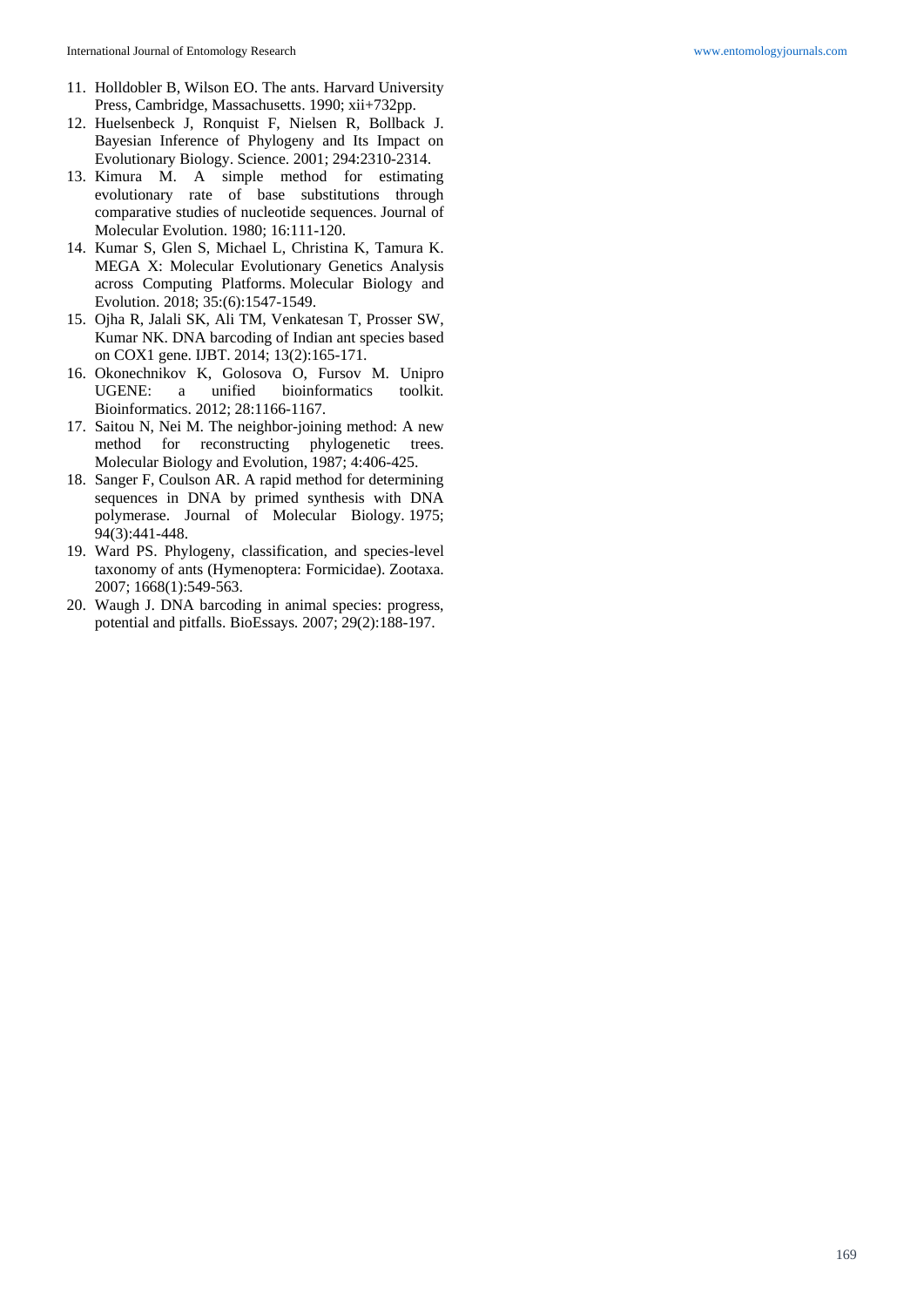11. Holldobler B, Wilson EO. The ants. Harvard University Press, Cambridge, Massachusetts. 1990; xii+732pp.
12. Huelsenbeck J, Ronquist F, Nielsen R, Bollback J. Bayesian Inference of Phylogeny and Its Impact on Evolutionary Biology. Science. 2001; 294:2310-2314.
13. Kimura M. A simple method for estimating evolutionary rate of base substitutions through comparative studies of nucleotide sequences. Journal of Molecular Evolution. 1980; 16:111-120.
14. Kumar S, Glen S, Michael L, Christina K, Tamura K. MEGA X: Molecular Evolutionary Genetics Analysis across Computing Platforms. Molecular Biology and Evolution. 2018; 35:(6):1547-1549.
15. Ojha R, Jalali SK, Ali TM, Venkatesan T, Prosser SW, Kumar NK. DNA barcoding of Indian ant species based on COX1 gene. IJBT. 2014; 13(2):165-171.
16. Okonechnikov K, Golosova O, Fursov M. Unipro UGENE: a unified bioinformatics toolkit. Bioinformatics. 2012; 28:1166-1167.
17. Saitou N, Nei M. The neighbor-joining method: A new method for reconstructing phylogenetic trees. Molecular Biology and Evolution, 1987; 4:406-425.
18. Sanger F, Coulson AR. A rapid method for determining sequences in DNA by primed synthesis with DNA polymerase. Journal of Molecular Biology. 1975; 94(3):441-448.
19. Ward PS. Phylogeny, classification, and species-level taxonomy of ants (Hymenoptera: Formicidae). Zootaxa. 2007; 1668(1):549-563.
20. Waugh J. DNA barcoding in animal species: progress, potential and pitfalls. BioEssays. 2007; 29(2):188-197.